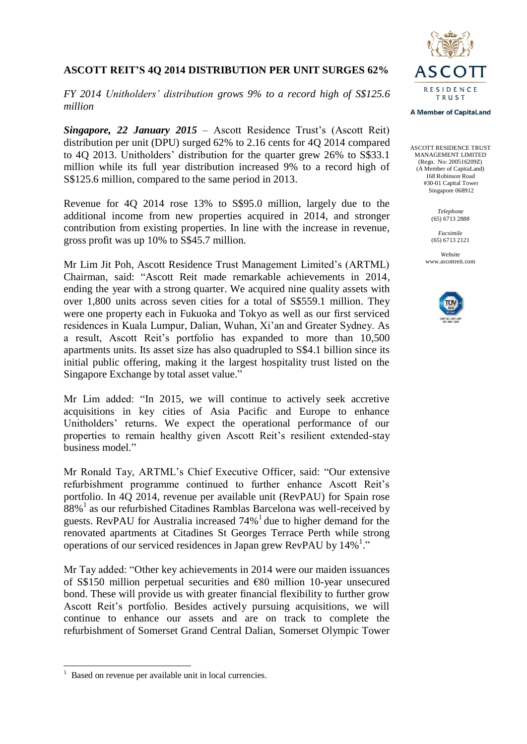# ASCOTT REIT'S 4Q 2014 DISTRIBUTION PER UNIT SURGES 62%

*FY 2014 Unitholders' distribution grows 9% to a record high of S$125.6 million*

ASCOTT RESIDENCE TRUST MANAGEMENT LIMITED
(Regn. No: 200516209Z)
(A Member of CapitaLand)
168 Robinson Road
#30-01 Capital Tower
Singapore 068912

*Telephone*
(65) 6713 2888

*Facsimile*
(65) 6713 2121

*Website*
www.ascottreit.com

***Singapore, 22 January 2015*** – Ascott Residence Trust's (Ascott Reit) distribution per unit (DPU) surged 62% to 2.16 cents for 4Q 2014 compared to 4Q 2013. Unitholders' distribution for the quarter grew 26% to S$33.1 million while its full year distribution increased 9% to a record high of S$125.6 million, compared to the same period in 2013.

Revenue for 4Q 2014 rose 13% to S$95.0 million, largely due to the additional income from new properties acquired in 2014, and stronger contribution from existing properties. In line with the increase in revenue, gross profit was up 10% to S$45.7 million.

Mr Lim Jit Poh, Ascott Residence Trust Management Limited's (ARTML) Chairman, said: "Ascott Reit made remarkable achievements in 2014, ending the year with a strong quarter. We acquired nine quality assets with over 1,800 units across seven cities for a total of S$559.1 million. They were one property each in Fukuoka and Tokyo as well as our first serviced residences in Kuala Lumpur, Dalian, Wuhan, Xi'an and Greater Sydney. As a result, Ascott Reit's portfolio has expanded to more than 10,500 apartments units. Its asset size has also quadrupled to S$4.1 billion since its initial public offering, making it the largest hospitality trust listed on the Singapore Exchange by total asset value."

Mr Lim added: "In 2015, we will continue to actively seek accretive acquisitions in key cities of Asia Pacific and Europe to enhance Unitholders' returns. We expect the operational performance of our properties to remain healthy given Ascott Reit's resilient extended-stay business model."

Mr Ronald Tay, ARTML's Chief Executive Officer, said: "Our extensive refurbishment programme continued to further enhance Ascott Reit's portfolio. In 4Q 2014, revenue per available unit (RevPAU) for Spain rose 88%[1] as our refurbished Citadines Ramblas Barcelona was well-received by guests. RevPAU for Australia increased 74%[1] due to higher demand for the renovated apartments at Citadines St Georges Terrace Perth while strong operations of our serviced residences in Japan grew RevPAU by 14%[1]."

Mr Tay added: "Other key achievements in 2014 were our maiden issuances of S$150 million perpetual securities and €80 million 10-year unsecured bond. These will provide us with greater financial flexibility to further grow Ascott Reit's portfolio. Besides actively pursuing acquisitions, we will continue to enhance our assets and are on track to complete the refurbishment of Somerset Grand Central Dalian, Somerset Olympic Tower

[1] Based on revenue per available unit in local currencies.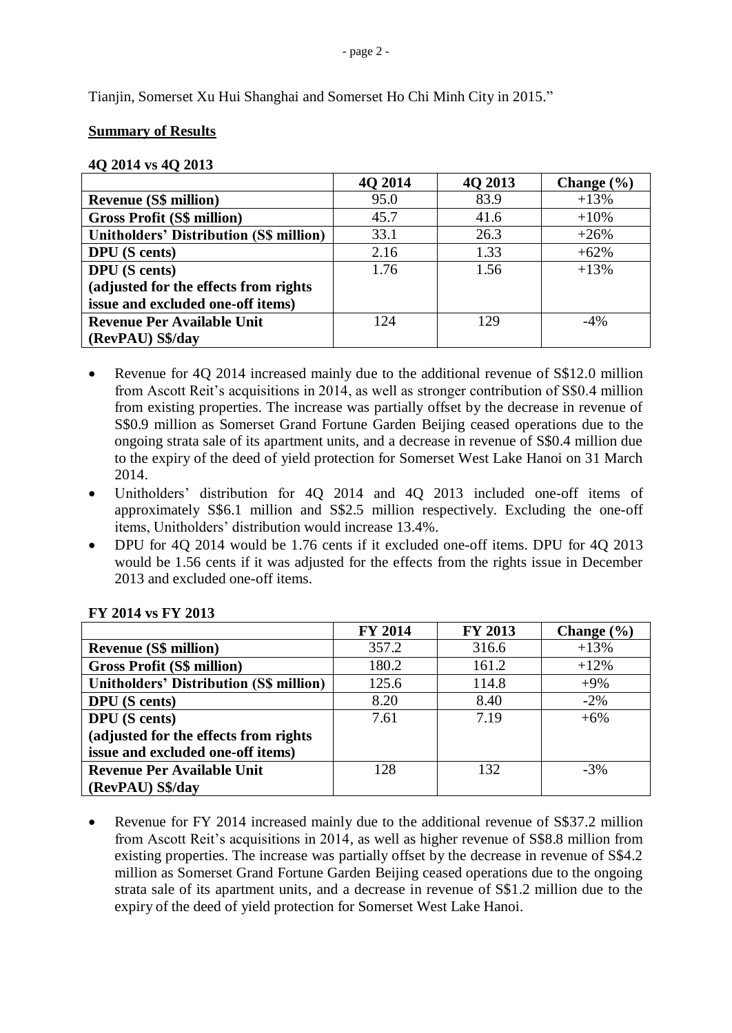Tianjin, Somerset Xu Hui Shanghai and Somerset Ho Chi Minh City in 2015."

**Summary of Results**

**4Q 2014 vs 4Q 2013**

| | 4Q 2014 | 4Q 2013 | Change (%) |
|---|---|---|---|
| **Revenue (S$ million)** | 95.0 | 83.9 | +13% |
| **Gross Profit (S$ million)** | 45.7 | 41.6 | +10% |
| **Unitholders' Distribution (S$ million)** | 33.1 | 26.3 | +26% |
| **DPU (S cents)** | 2.16 | 1.33 | +62% |
| **DPU (S cents) (adjusted for the effects from rights issue and excluded one-off items)** | 1.76 | 1.56 | +13% |
| **Revenue Per Available Unit (RevPAU) S$/day** | 124 | 129 | -4% |

- Revenue for 4Q 2014 increased mainly due to the additional revenue of S$12.0 million from Ascott Reit's acquisitions in 2014, as well as stronger contribution of S$0.4 million from existing properties. The increase was partially offset by the decrease in revenue of S$0.9 million as Somerset Grand Fortune Garden Beijing ceased operations due to the ongoing strata sale of its apartment units, and a decrease in revenue of S$0.4 million due to the expiry of the deed of yield protection for Somerset West Lake Hanoi on 31 March 2014.
- Unitholders' distribution for 4Q 2014 and 4Q 2013 included one-off items of approximately S$6.1 million and S$2.5 million respectively. Excluding the one-off items, Unitholders' distribution would increase 13.4%.
- DPU for 4Q 2014 would be 1.76 cents if it excluded one-off items. DPU for 4Q 2013 would be 1.56 cents if it was adjusted for the effects from the rights issue in December 2013 and excluded one-off items.

**FY 2014 vs FY 2013**

| | FY 2014 | FY 2013 | Change (%) |
|---|---|---|---|
| **Revenue (S$ million)** | 357.2 | 316.6 | +13% |
| **Gross Profit (S$ million)** | 180.2 | 161.2 | +12% |
| **Unitholders' Distribution (S$ million)** | 125.6 | 114.8 | +9% |
| **DPU (S cents)** | 8.20 | 8.40 | -2% |
| **DPU (S cents) (adjusted for the effects from rights issue and excluded one-off items)** | 7.61 | 7.19 | +6% |
| **Revenue Per Available Unit (RevPAU) S$/day** | 128 | 132 | -3% |

- Revenue for FY 2014 increased mainly due to the additional revenue of S$37.2 million from Ascott Reit's acquisitions in 2014, as well as higher revenue of S$8.8 million from existing properties. The increase was partially offset by the decrease in revenue of S$4.2 million as Somerset Grand Fortune Garden Beijing ceased operations due to the ongoing strata sale of its apartment units, and a decrease in revenue of S$1.2 million due to the expiry of the deed of yield protection for Somerset West Lake Hanoi.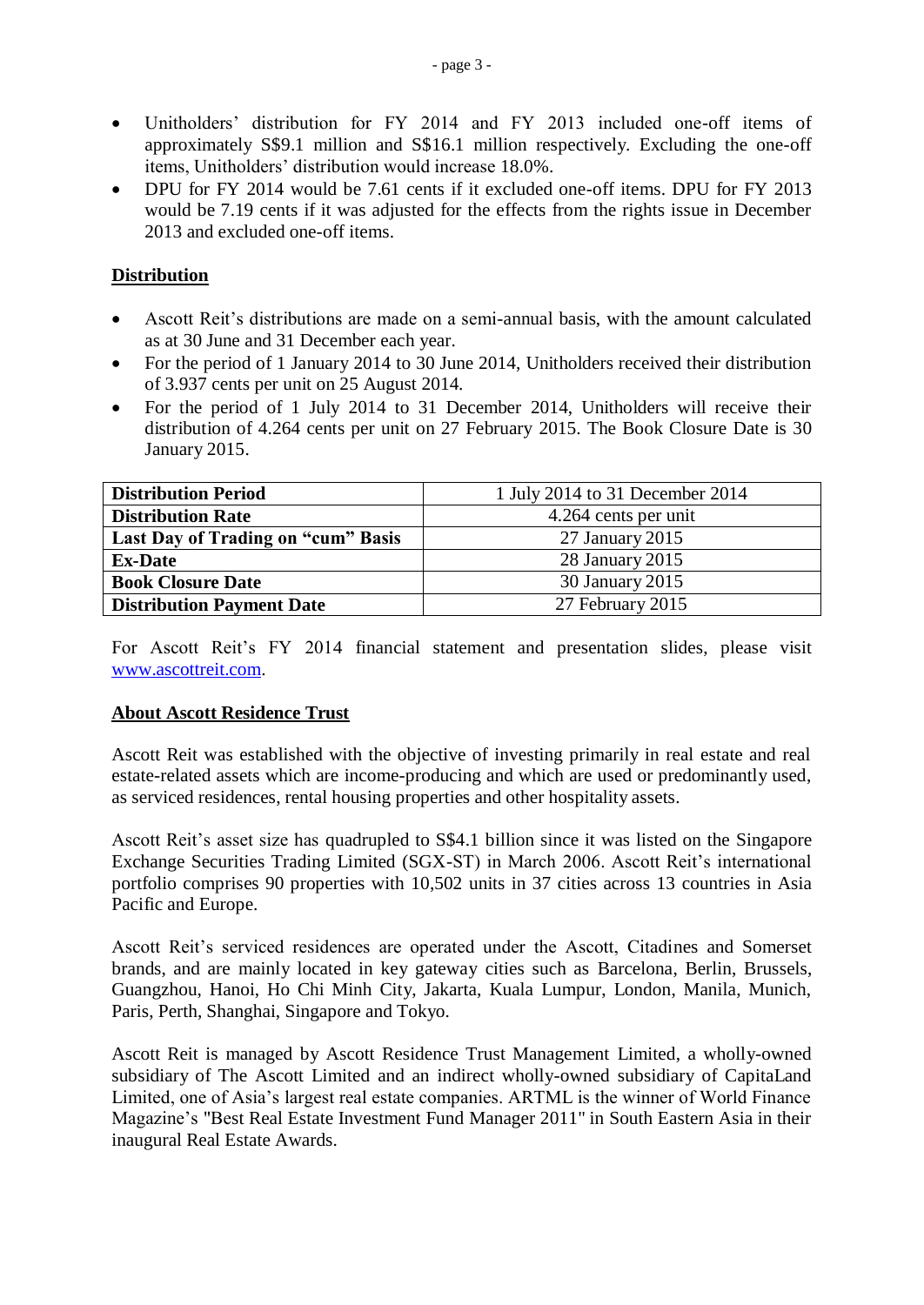- Unitholders' distribution for FY 2014 and FY 2013 included one-off items of approximately S$9.1 million and S$16.1 million respectively. Excluding the one-off items, Unitholders' distribution would increase 18.0%.
- DPU for FY 2014 would be 7.61 cents if it excluded one-off items. DPU for FY 2013 would be 7.19 cents if it was adjusted for the effects from the rights issue in December 2013 and excluded one-off items.

## Distribution

- Ascott Reit's distributions are made on a semi-annual basis, with the amount calculated as at 30 June and 31 December each year.
- For the period of 1 January 2014 to 30 June 2014, Unitholders received their distribution of 3.937 cents per unit on 25 August 2014.
- For the period of 1 July 2014 to 31 December 2014, Unitholders will receive their distribution of 4.264 cents per unit on 27 February 2015. The Book Closure Date is 30 January 2015.

| **Distribution Period** | 1 July 2014 to 31 December 2014 |
|---|---|
| **Distribution Rate** | 4.264 cents per unit |
| **Last Day of Trading on "cum" Basis** | 27 January 2015 |
| **Ex-Date** | 28 January 2015 |
| **Book Closure Date** | 30 January 2015 |
| **Distribution Payment Date** | 27 February 2015 |

For Ascott Reit's FY 2014 financial statement and presentation slides, please visit www.ascottreit.com.

## About Ascott Residence Trust

Ascott Reit was established with the objective of investing primarily in real estate and real estate-related assets which are income-producing and which are used or predominantly used, as serviced residences, rental housing properties and other hospitality assets.

Ascott Reit's asset size has quadrupled to S$4.1 billion since it was listed on the Singapore Exchange Securities Trading Limited (SGX-ST) in March 2006. Ascott Reit's international portfolio comprises 90 properties with 10,502 units in 37 cities across 13 countries in Asia Pacific and Europe.

Ascott Reit's serviced residences are operated under the Ascott, Citadines and Somerset brands, and are mainly located in key gateway cities such as Barcelona, Berlin, Brussels, Guangzhou, Hanoi, Ho Chi Minh City, Jakarta, Kuala Lumpur, London, Manila, Munich, Paris, Perth, Shanghai, Singapore and Tokyo.

Ascott Reit is managed by Ascott Residence Trust Management Limited, a wholly-owned subsidiary of The Ascott Limited and an indirect wholly-owned subsidiary of CapitaLand Limited, one of Asia's largest real estate companies. ARTML is the winner of World Finance Magazine's "Best Real Estate Investment Fund Manager 2011" in South Eastern Asia in their inaugural Real Estate Awards.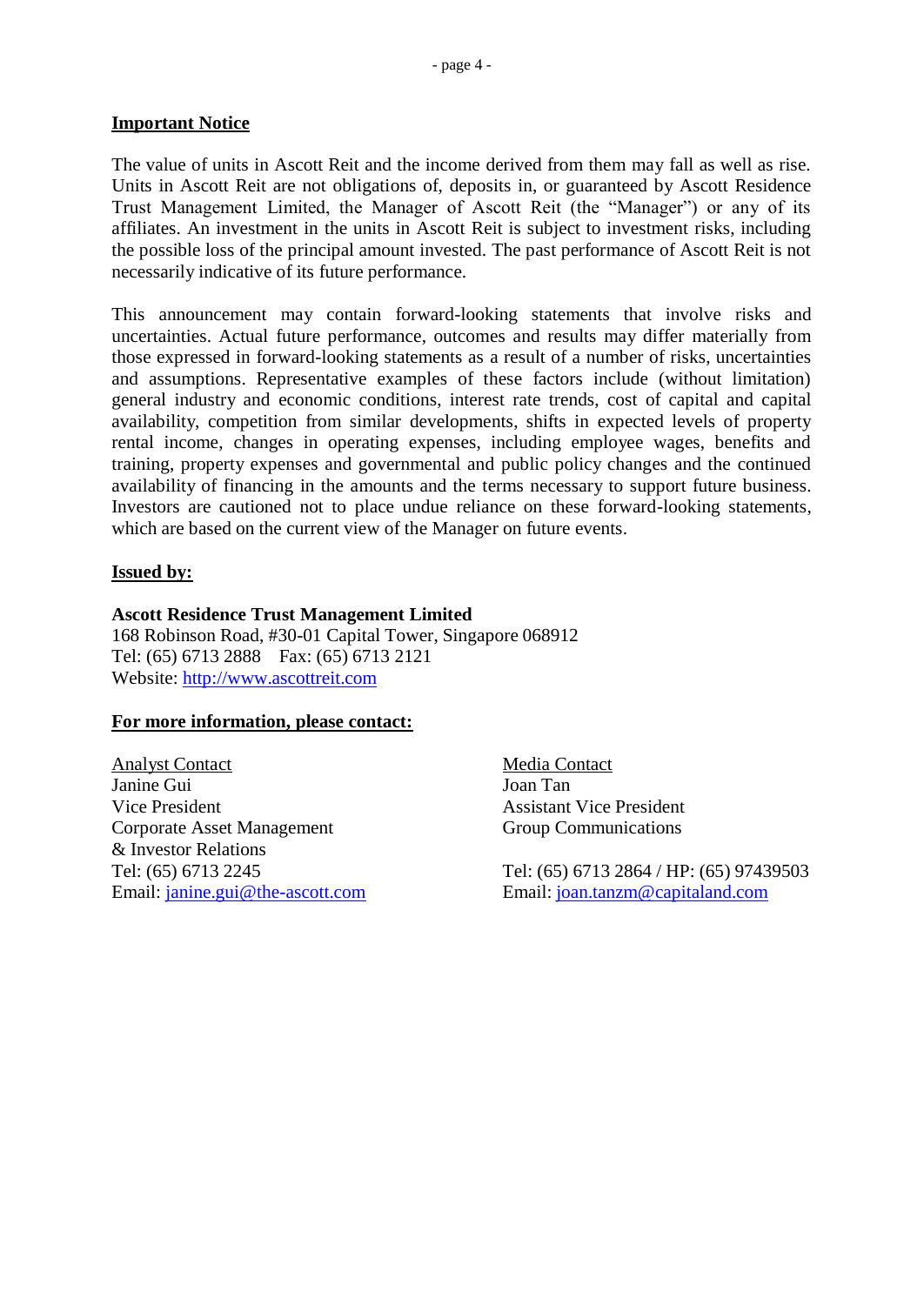**Important Notice**

The value of units in Ascott Reit and the income derived from them may fall as well as rise. Units in Ascott Reit are not obligations of, deposits in, or guaranteed by Ascott Residence Trust Management Limited, the Manager of Ascott Reit (the "Manager") or any of its affiliates. An investment in the units in Ascott Reit is subject to investment risks, including the possible loss of the principal amount invested. The past performance of Ascott Reit is not necessarily indicative of its future performance.

This announcement may contain forward-looking statements that involve risks and uncertainties. Actual future performance, outcomes and results may differ materially from those expressed in forward-looking statements as a result of a number of risks, uncertainties and assumptions. Representative examples of these factors include (without limitation) general industry and economic conditions, interest rate trends, cost of capital and capital availability, competition from similar developments, shifts in expected levels of property rental income, changes in operating expenses, including employee wages, benefits and training, property expenses and governmental and public policy changes and the continued availability of financing in the amounts and the terms necessary to support future business. Investors are cautioned not to place undue reliance on these forward-looking statements, which are based on the current view of the Manager on future events.

**Issued by:**

**Ascott Residence Trust Management Limited**
168 Robinson Road, #30-01 Capital Tower, Singapore 068912
Tel: (65) 6713 2888 Fax: (65) 6713 2121
Website: http://www.ascottreit.com

**For more information, please contact:**

Analyst Contact
Janine Gui
Vice President
Corporate Asset Management
& Investor Relations
Tel: (65) 6713 2245
Email: janine.gui@the-ascott.com

Media Contact
Joan Tan
Assistant Vice President
Group Communications

Tel: (65) 6713 2864 / HP: (65) 97439503
Email: joan.tanzm@capitaland.com